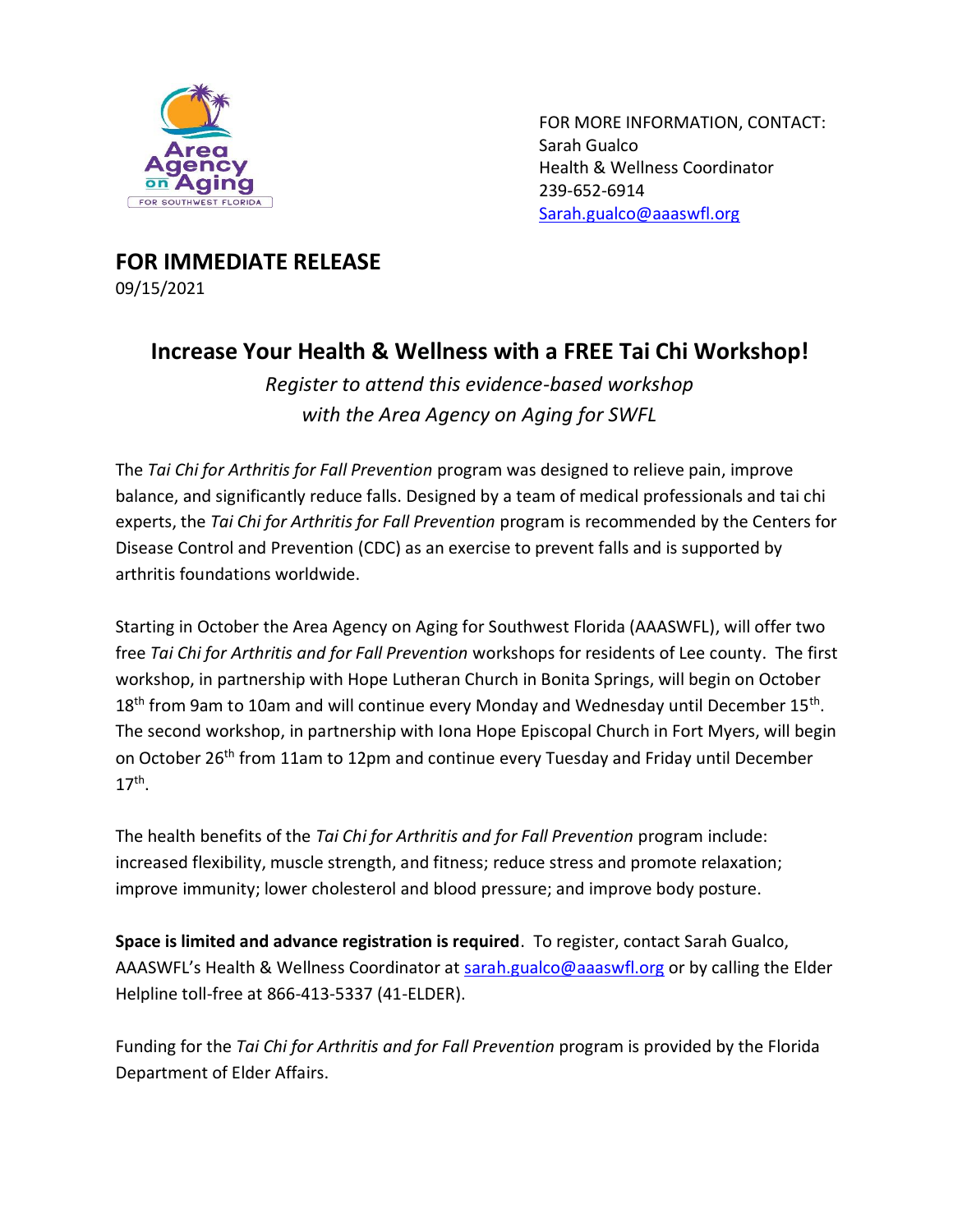Area Agency on Aging FOR SOUTHWEST FLORIDA

FOR MORE INFORMATION, CONTACT:
Sarah Gualco
Health & Wellness Coordinator
239-652-6914
Sarah.gualco@aaaswfl.org

**FOR IMMEDIATE RELEASE**
09/15/2021

# Increase Your Health & Wellness with a FREE Tai Chi Workshop!

*Register to attend this evidence-based workshop with the Area Agency on Aging for SWFL*

The *Tai Chi for Arthritis for Fall Prevention* program was designed to relieve pain, improve balance, and significantly reduce falls. Designed by a team of medical professionals and tai chi experts, the *Tai Chi for Arthritis for Fall Prevention* program is recommended by the Centers for Disease Control and Prevention (CDC) as an exercise to prevent falls and is supported by arthritis foundations worldwide.

Starting in October the Area Agency on Aging for Southwest Florida (AAASWFL), will offer two free *Tai Chi for Arthritis and for Fall Prevention* workshops for residents of Lee county. The first workshop, in partnership with Hope Lutheran Church in Bonita Springs, will begin on October 18th from 9am to 10am and will continue every Monday and Wednesday until December 15th. The second workshop, in partnership with Iona Hope Episcopal Church in Fort Myers, will begin on October 26th from 11am to 12pm and continue every Tuesday and Friday until December 17th.

The health benefits of the *Tai Chi for Arthritis and for Fall Prevention* program include: increased flexibility, muscle strength, and fitness; reduce stress and promote relaxation; improve immunity; lower cholesterol and blood pressure; and improve body posture.

**Space is limited and advance registration is required**. To register, contact Sarah Gualco, AAASWFL's Health & Wellness Coordinator at sarah.gualco@aaaswfl.org or by calling the Elder Helpline toll-free at 866-413-5337 (41-ELDER).

Funding for the *Tai Chi for Arthritis and for Fall Prevention* program is provided by the Florida Department of Elder Affairs.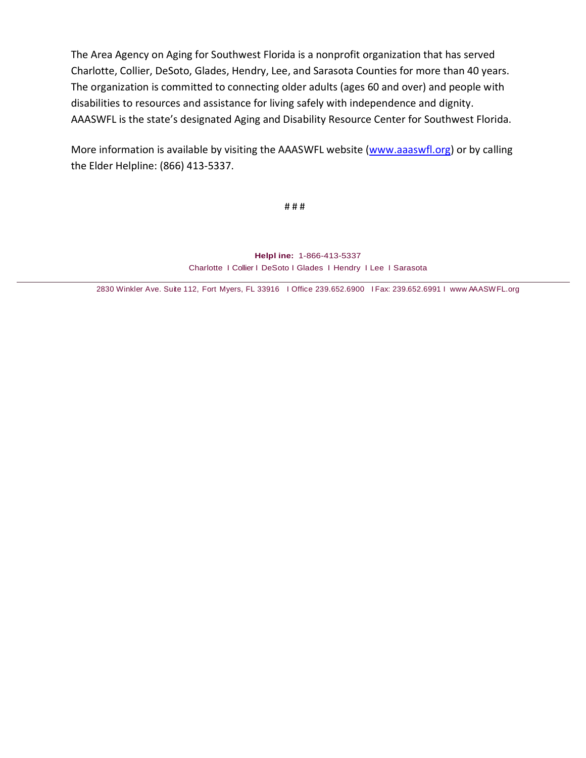The Area Agency on Aging for Southwest Florida is a nonprofit organization that has served Charlotte, Collier, DeSoto, Glades, Hendry, Lee, and Sarasota Counties for more than 40 years. The organization is committed to connecting older adults (ages 60 and over) and people with disabilities to resources and assistance for living safely with independence and dignity. AAASWFL is the state's designated Aging and Disability Resource Center for Southwest Florida.

More information is available by visiting the AAASWFL website ([www.aaaswfl.org](http://www.aaaswfl.org)) or by calling the Elder Helpline: (866) 413-5337.

# # #

**Helpline:** 1-866-413-5337
Charlotte I Collier I DeSoto I Glades I Hendry I Lee I Sarasota

2830 Winkler Ave. Suite 112, Fort Myers, FL 33916 I Office 239.652.6900 I Fax: 239.652.6991 I www AASWFL.org